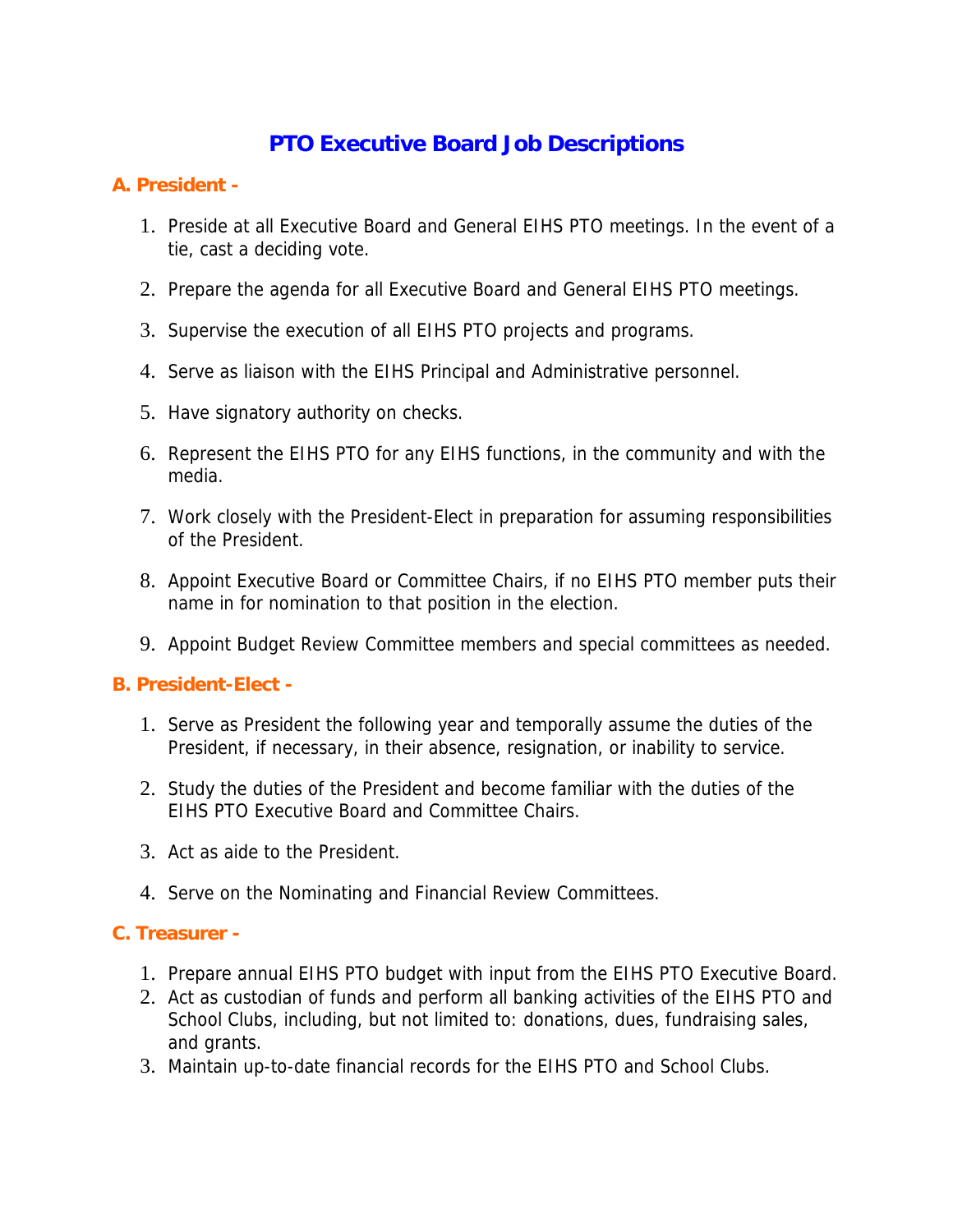# PTO Executive Board Job Descriptions

## A. President -

1. Preside at all Executive Board and General EIHS PTO meetings. In the event of a tie, cast a deciding vote.
2. Prepare the agenda for all Executive Board and General EIHS PTO meetings.
3. Supervise the execution of all EIHS PTO projects and programs.
4. Serve as liaison with the EIHS Principal and Administrative personnel.
5. Have signatory authority on checks.
6. Represent the EIHS PTO for any EIHS functions, in the community and with the media.
7. Work closely with the President-Elect in preparation for assuming responsibilities of the President.
8. Appoint Executive Board or Committee Chairs, if no EIHS PTO member puts their name in for nomination to that position in the election.
9. Appoint Budget Review Committee members and special committees as needed.

## B. President-Elect -

1. Serve as President the following year and temporally assume the duties of the President, if necessary, in their absence, resignation, or inability to service.
2. Study the duties of the President and become familiar with the duties of the EIHS PTO Executive Board and Committee Chairs.
3. Act as aide to the President.
4. Serve on the Nominating and Financial Review Committees.

## C. Treasurer -

1. Prepare annual EIHS PTO budget with input from the EIHS PTO Executive Board.
2. Act as custodian of funds and perform all banking activities of the EIHS PTO and School Clubs, including, but not limited to: donations, dues, fundraising sales, and grants.
3. Maintain up-to-date financial records for the EIHS PTO and School Clubs.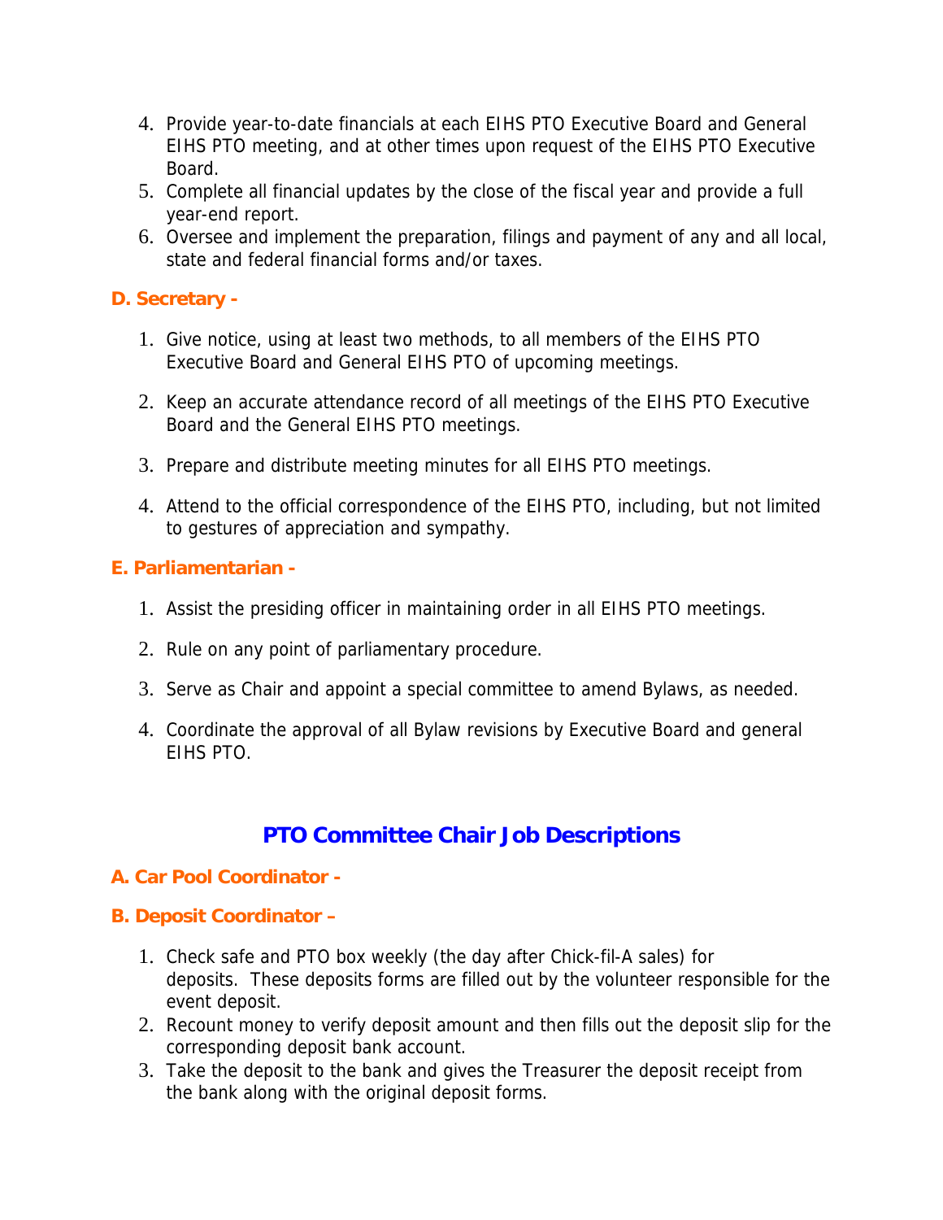4. Provide year-to-date financials at each EIHS PTO Executive Board and General EIHS PTO meeting, and at other times upon request of the EIHS PTO Executive Board.
5. Complete all financial updates by the close of the fiscal year and provide a full year-end report.
6. Oversee and implement the preparation, filings and payment of any and all local, state and federal financial forms and/or taxes.

### D. Secretary -

1. Give notice, using at least two methods, to all members of the EIHS PTO Executive Board and General EIHS PTO of upcoming meetings.

2. Keep an accurate attendance record of all meetings of the EIHS PTO Executive Board and the General EIHS PTO meetings.

3. Prepare and distribute meeting minutes for all EIHS PTO meetings.

4. Attend to the official correspondence of the EIHS PTO, including, but not limited to gestures of appreciation and sympathy.

### E. Parliamentarian -

1. Assist the presiding officer in maintaining order in all EIHS PTO meetings.

2. Rule on any point of parliamentary procedure.

3. Serve as Chair and appoint a special committee to amend Bylaws, as needed.

4. Coordinate the approval of all Bylaw revisions by Executive Board and general EIHS PTO.

## PTO Committee Chair Job Descriptions

### A. Car Pool Coordinator -

### B. Deposit Coordinator –

1. Check safe and PTO box weekly (the day after Chick-fil-A sales) for deposits. These deposits forms are filled out by the volunteer responsible for the event deposit.
2. Recount money to verify deposit amount and then fills out the deposit slip for the corresponding deposit bank account.
3. Take the deposit to the bank and gives the Treasurer the deposit receipt from the bank along with the original deposit forms.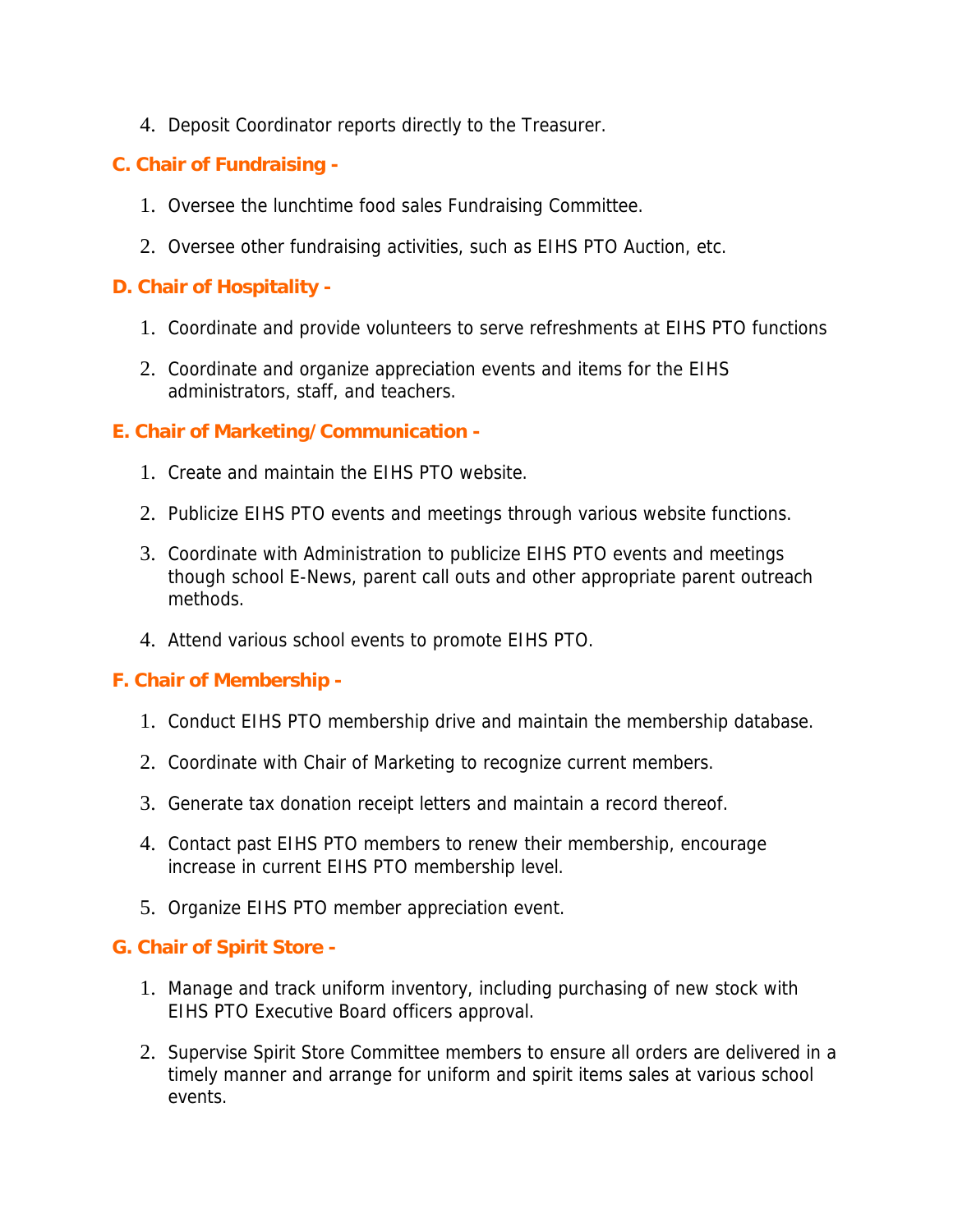4. Deposit Coordinator reports directly to the Treasurer.

### C. Chair of Fundraising -

1. Oversee the lunchtime food sales Fundraising Committee.
2. Oversee other fundraising activities, such as EIHS PTO Auction, etc.

### D. Chair of Hospitality -

1. Coordinate and provide volunteers to serve refreshments at EIHS PTO functions
2. Coordinate and organize appreciation events and items for the EIHS administrators, staff, and teachers.

### E. Chair of Marketing/Communication -

1. Create and maintain the EIHS PTO website.
2. Publicize EIHS PTO events and meetings through various website functions.
3. Coordinate with Administration to publicize EIHS PTO events and meetings though school E-News, parent call outs and other appropriate parent outreach methods.
4. Attend various school events to promote EIHS PTO.

### F. Chair of Membership -

1. Conduct EIHS PTO membership drive and maintain the membership database.
2. Coordinate with Chair of Marketing to recognize current members.
3. Generate tax donation receipt letters and maintain a record thereof.
4. Contact past EIHS PTO members to renew their membership, encourage increase in current EIHS PTO membership level.
5. Organize EIHS PTO member appreciation event.

### G. Chair of Spirit Store -

1. Manage and track uniform inventory, including purchasing of new stock with EIHS PTO Executive Board officers approval.
2. Supervise Spirit Store Committee members to ensure all orders are delivered in a timely manner and arrange for uniform and spirit items sales at various school events.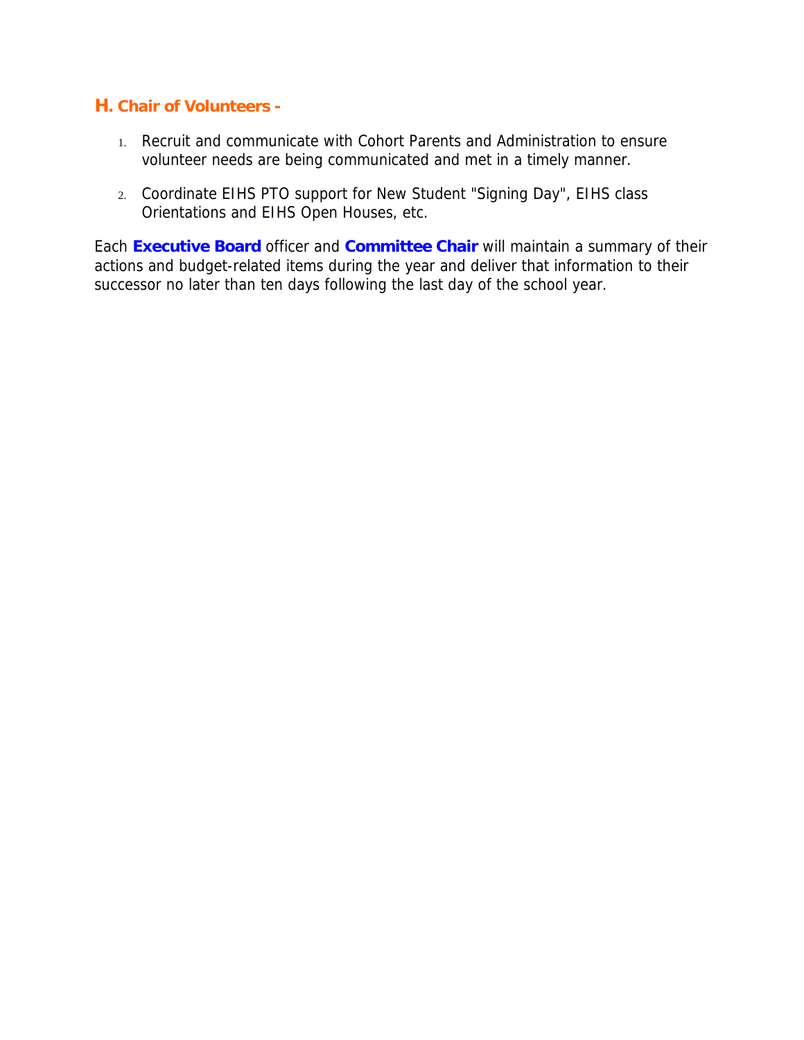### H. Chair of Volunteers -

1. Recruit and communicate with Cohort Parents and Administration to ensure volunteer needs are being communicated and met in a timely manner.

2. Coordinate EIHS PTO support for New Student "Signing Day", EIHS class Orientations and EIHS Open Houses, etc.

Each **Executive Board** officer and **Committee Chair** will maintain a summary of their actions and budget-related items during the year and deliver that information to their successor no later than ten days following the last day of the school year.